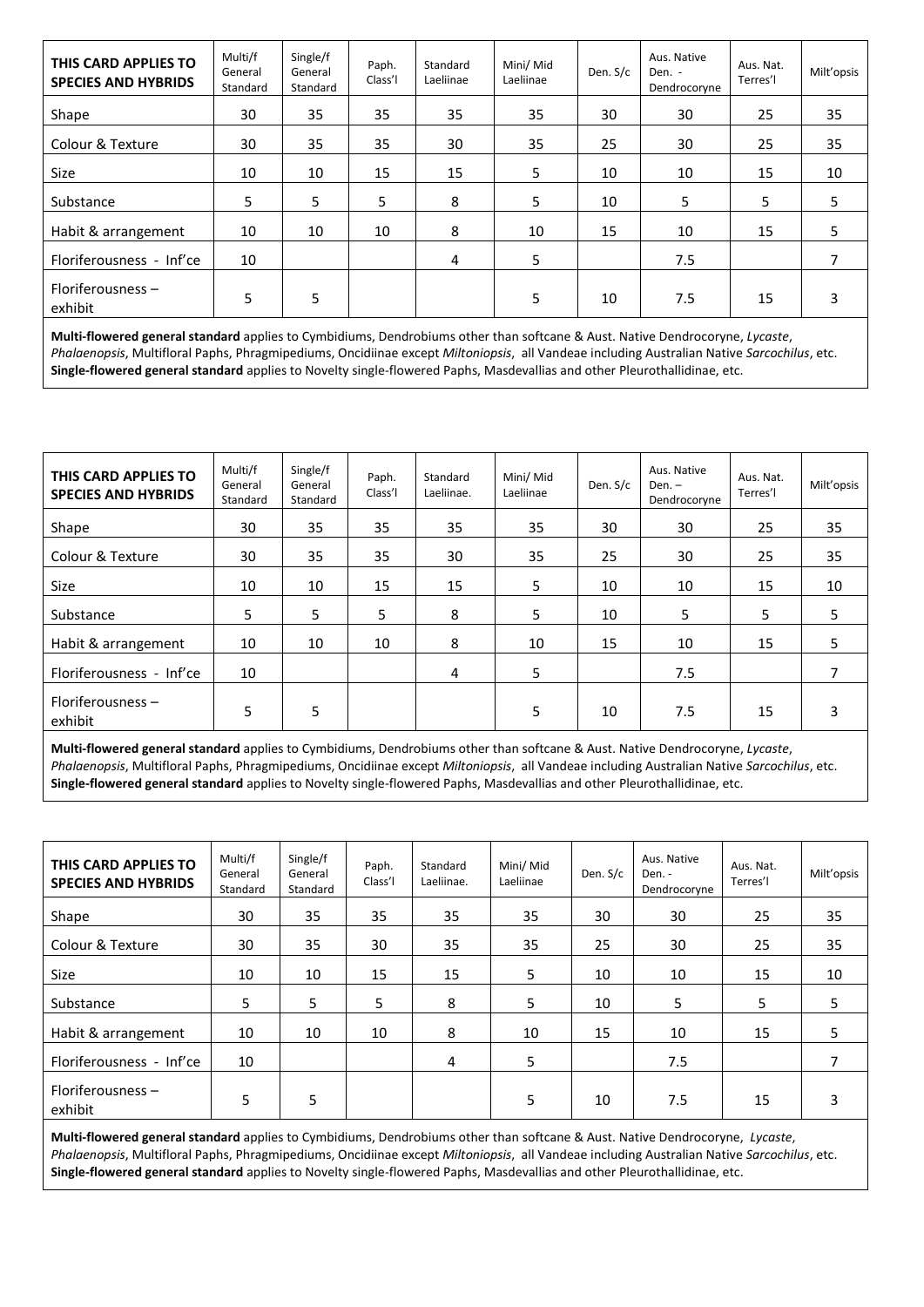| THIS CARD APPLIES TO SPECIES AND HYBRIDS | Multi/f General Standard | Single/f General Standard | Paph. Class'l | Standard Laeliinae | Mini/ Mid Laeliinae | Den. S/c | Aus. Native Den. - Dendrocoryne | Aus. Nat. Terres'l | Milt'opsis |
|---|---|---|---|---|---|---|---|---|---|
| Shape | 30 | 35 | 35 | 35 | 35 | 30 | 30 | 25 | 35 |
| Colour & Texture | 30 | 35 | 35 | 30 | 35 | 25 | 30 | 25 | 35 |
| Size | 10 | 10 | 15 | 15 | 5 | 10 | 10 | 15 | 10 |
| Substance | 5 | 5 | 5 | 8 | 5 | 10 | 5 | 5 | 5 |
| Habit & arrangement | 10 | 10 | 10 | 8 | 10 | 15 | 10 | 15 | 5 |
| Floriferousness - Inf'ce | 10 | | | 4 | 5 | | 7.5 | | 7 |
| Floriferousness – exhibit | 5 | 5 | | | 5 | 10 | 7.5 | 15 | 3 |

**Multi-flowered general standard** applies to Cymbidiums, Dendrobiums other than softcane & Aust. Native Dendrocoryne, *Lycaste*, *Phalaenopsis*, Multifloral Paphs, Phragmipediums, Oncidiinae except *Miltoniopsis*, all Vandeae including Australian Native *Sarcochilus*, etc.
**Single-flowered general standard** applies to Novelty single-flowered Paphs, Masdevallias and other Pleurothallidinae, etc.

| THIS CARD APPLIES TO SPECIES AND HYBRIDS | Multi/f General Standard | Single/f General Standard | Paph. Class'l | Standard Laeliinae. | Mini/ Mid Laeliinae | Den. S/c | Aus. Native Den. – Dendrocoryne | Aus. Nat. Terres'l | Milt'opsis |
|---|---|---|---|---|---|---|---|---|---|
| Shape | 30 | 35 | 35 | 35 | 35 | 30 | 30 | 25 | 35 |
| Colour & Texture | 30 | 35 | 35 | 30 | 35 | 25 | 30 | 25 | 35 |
| Size | 10 | 10 | 15 | 15 | 5 | 10 | 10 | 15 | 10 |
| Substance | 5 | 5 | 5 | 8 | 5 | 10 | 5 | 5 | 5 |
| Habit & arrangement | 10 | 10 | 10 | 8 | 10 | 15 | 10 | 15 | 5 |
| Floriferousness - Inf'ce | 10 | | | 4 | 5 | | 7.5 | | 7 |
| Floriferousness – exhibit | 5 | 5 | | | 5 | 10 | 7.5 | 15 | 3 |

**Multi-flowered general standard** applies to Cymbidiums, Dendrobiums other than softcane & Aust. Native Dendrocoryne, *Lycaste*, *Phalaenopsis*, Multifloral Paphs, Phragmipediums, Oncidiinae except *Miltoniopsis*, all Vandeae including Australian Native *Sarcochilus*, etc.
**Single-flowered general standard** applies to Novelty single-flowered Paphs, Masdevallias and other Pleurothallidinae, etc.

| THIS CARD APPLIES TO SPECIES AND HYBRIDS | Multi/f General Standard | Single/f General Standard | Paph. Class'l | Standard Laeliinae. | Mini/ Mid Laeliinae | Den. S/c | Aus. Native Den. - Dendrocoryne | Aus. Nat. Terres'l | Milt'opsis |
|---|---|---|---|---|---|---|---|---|---|
| Shape | 30 | 35 | 35 | 35 | 35 | 30 | 30 | 25 | 35 |
| Colour & Texture | 30 | 35 | 30 | 35 | 35 | 25 | 30 | 25 | 35 |
| Size | 10 | 10 | 15 | 15 | 5 | 10 | 10 | 15 | 10 |
| Substance | 5 | 5 | 5 | 8 | 5 | 10 | 5 | 5 | 5 |
| Habit & arrangement | 10 | 10 | 10 | 8 | 10 | 15 | 10 | 15 | 5 |
| Floriferousness - Inf'ce | 10 | | | 4 | 5 | | 7.5 | | 7 |
| Floriferousness – exhibit | 5 | 5 | | | 5 | 10 | 7.5 | 15 | 3 |

**Multi-flowered general standard** applies to Cymbidiums, Dendrobiums other than softcane & Aust. Native Dendrocoryne, *Lycaste*, *Phalaenopsis*, Multifloral Paphs, Phragmipediums, Oncidiinae except *Miltoniopsis*, all Vandeae including Australian Native *Sarcochilus*, etc.
**Single-flowered general standard** applies to Novelty single-flowered Paphs, Masdevallias and other Pleurothallidinae, etc.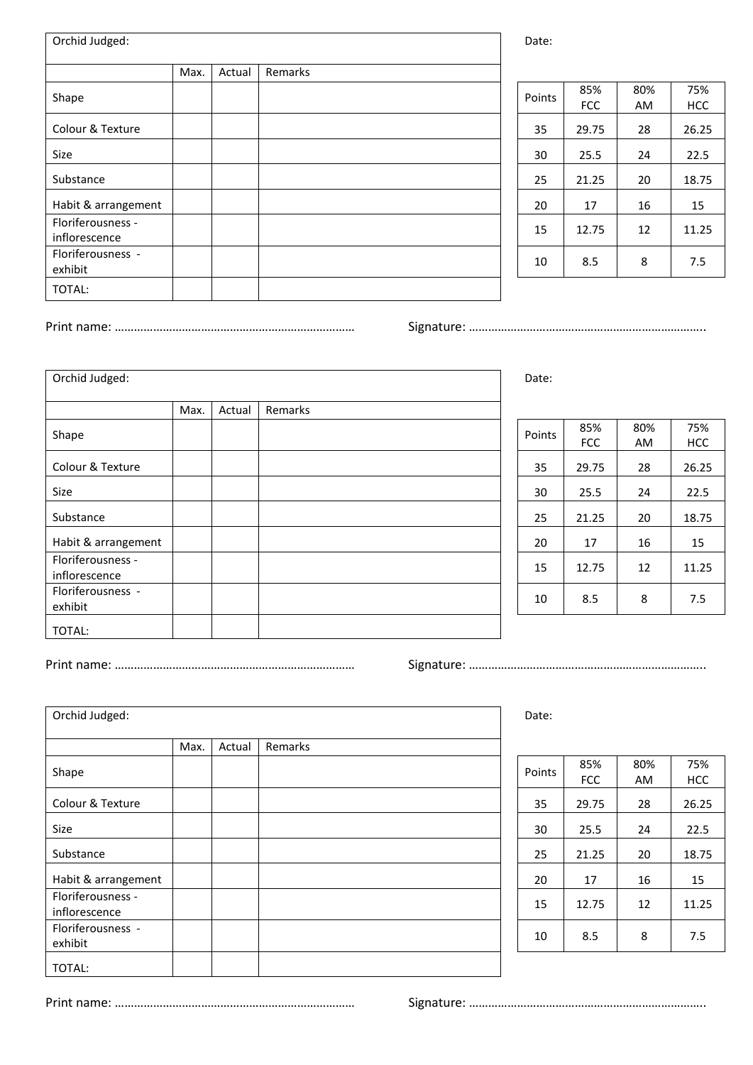| Orchid Judged: | | | |
|---|---|---|---|
| | Max. | Actual | Remarks |
| Shape | | | |
| Colour & Texture | | | |
| Size | | | |
| Substance | | | |
| Habit & arrangement | | | |
| Floriferousness - inflorescence | | | |
| Floriferousness - exhibit | | | |
| TOTAL: | | | |

Date:

| Points | 85% FCC | 80% AM | 75% HCC |
|---|---|---|---|
| 35 | 29.75 | 28 | 26.25 |
| 30 | 25.5 | 24 | 22.5 |
| 25 | 21.25 | 20 | 18.75 |
| 20 | 17 | 16 | 15 |
| 15 | 12.75 | 12 | 11.25 |
| 10 | 8.5 | 8 | 7.5 |

Print name: ………………………………………………………………… Signature: ………………………………………………………………..

| Orchid Judged: | | | |
|---|---|---|---|
| | Max. | Actual | Remarks |
| Shape | | | |
| Colour & Texture | | | |
| Size | | | |
| Substance | | | |
| Habit & arrangement | | | |
| Floriferousness - inflorescence | | | |
| Floriferousness - exhibit | | | |
| TOTAL: | | | |

Date:

| Points | 85% FCC | 80% AM | 75% HCC |
|---|---|---|---|
| 35 | 29.75 | 28 | 26.25 |
| 30 | 25.5 | 24 | 22.5 |
| 25 | 21.25 | 20 | 18.75 |
| 20 | 17 | 16 | 15 |
| 15 | 12.75 | 12 | 11.25 |
| 10 | 8.5 | 8 | 7.5 |

Print name: ………………………………………………………………… Signature: ………………………………………………………………..

| Orchid Judged: | | | |
|---|---|---|---|
| | Max. | Actual | Remarks |
| Shape | | | |
| Colour & Texture | | | |
| Size | | | |
| Substance | | | |
| Habit & arrangement | | | |
| Floriferousness - inflorescence | | | |
| Floriferousness - exhibit | | | |
| TOTAL: | | | |

Date:

| Points | 85% FCC | 80% AM | 75% HCC |
|---|---|---|---|
| 35 | 29.75 | 28 | 26.25 |
| 30 | 25.5 | 24 | 22.5 |
| 25 | 21.25 | 20 | 18.75 |
| 20 | 17 | 16 | 15 |
| 15 | 12.75 | 12 | 11.25 |
| 10 | 8.5 | 8 | 7.5 |

Print name: ………………………………………………………………… Signature: ………………………………………………………………..